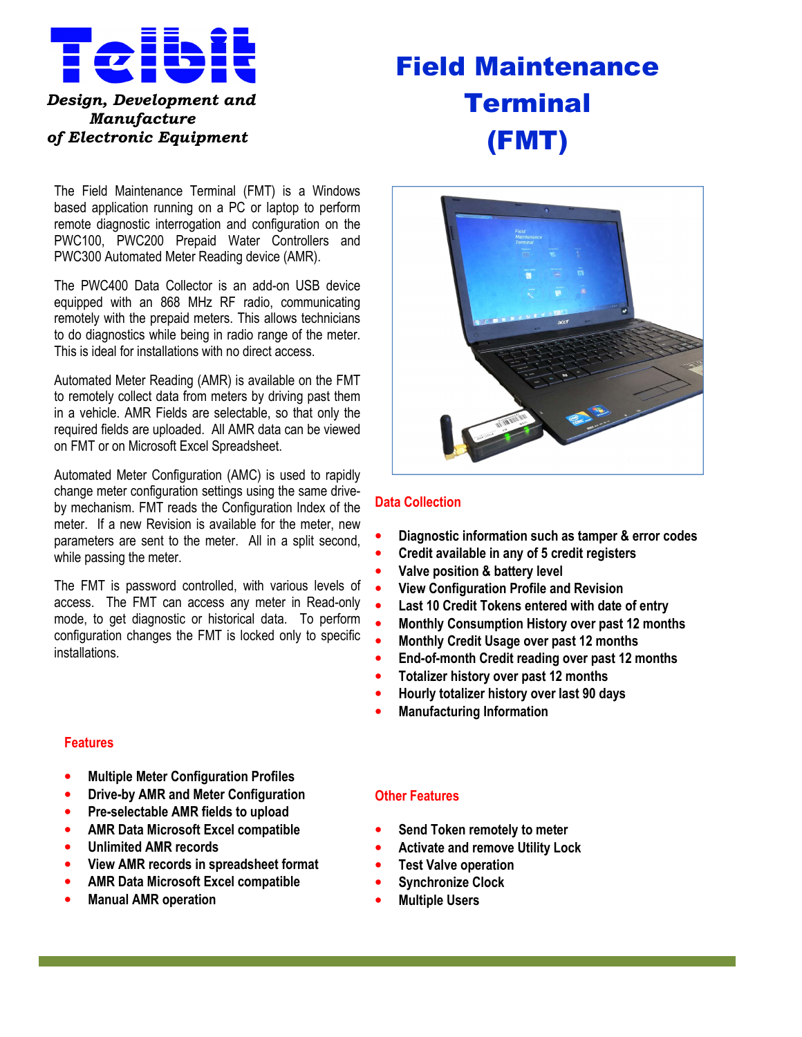# Telbit

*Design, Development and Manufacture of Electronic Equipment*

# Field Maintenance Terminal (FMT)

The Field Maintenance Terminal (FMT) is a Windows based application running on a PC or laptop to perform remote diagnostic interrogation and configuration on the PWC100, PWC200 Prepaid Water Controllers and PWC300 Automated Meter Reading device (AMR).

The PWC400 Data Collector is an add-on USB device equipped with an 868 MHz RF radio, communicating remotely with the prepaid meters. This allows technicians to do diagnostics while being in radio range of the meter. This is ideal for installations with no direct access.

Automated Meter Reading (AMR) is available on the FMT to remotely collect data from meters by driving past them in a vehicle. AMR Fields are selectable, so that only the required fields are uploaded. All AMR data can be viewed on FMT or on Microsoft Excel Spreadsheet.

Automated Meter Configuration (AMC) is used to rapidly change meter configuration settings using the same drive-by mechanism. FMT reads the Configuration Index of the meter. If a new Revision is available for the meter, new parameters are sent to the meter. All in a split second, while passing the meter.

The FMT is password controlled, with various levels of access. The FMT can access any meter in Read-only mode, to get diagnostic or historical data. To perform configuration changes the FMT is locked only to specific installations.

## Data Collection

- **Diagnostic information such as tamper & error codes**
- **Credit available in any of 5 credit registers**
- **Valve position & battery level**
- **View Configuration Profile and Revision**
- **Last 10 Credit Tokens entered with date of entry**
- **Monthly Consumption History over past 12 months**
- **Monthly Credit Usage over past 12 months**
- **End-of-month Credit reading over past 12 months**
- **Totalizer history over past 12 months**
- **Hourly totalizer history over last 90 days**
- **Manufacturing Information**

## Features

- **Multiple Meter Configuration Profiles**
- **Drive-by AMR and Meter Configuration**
- **Pre-selectable AMR fields to upload**
- **AMR Data Microsoft Excel compatible**
- **Unlimited AMR records**
- **View AMR records in spreadsheet format**
- **AMR Data Microsoft Excel compatible**
- **Manual AMR operation**

## Other Features

- **Send Token remotely to meter**
- **Activate and remove Utility Lock**
- **Test Valve operation**
- **Synchronize Clock**
- **Multiple Users**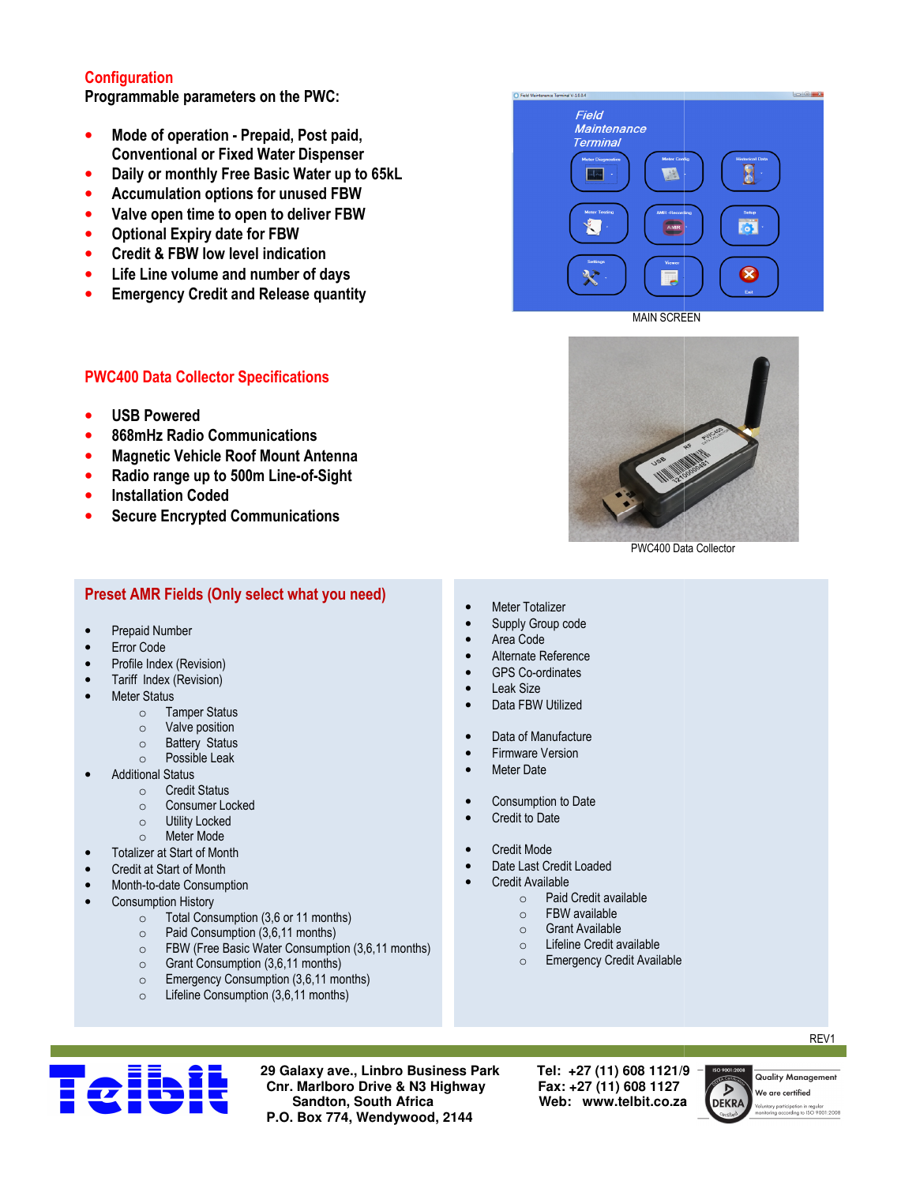## Configuration

**Programmable parameters on the PWC:**

- **Mode of operation - Prepaid, Post paid, Conventional or Fixed Water Dispenser**
- **Daily or monthly Free Basic Water up to 65kL**
- **Accumulation options for unused FBW**
- **Valve open time to open to deliver FBW**
- **Optional Expiry date for FBW**
- **Credit & FBW low level indication**
- **Life Line volume and number of days**
- **Emergency Credit and Release quantity**

MAIN SCREEN

## PWC400 Data Collector Specifications

- **USB Powered**
- **868mHz Radio Communications**
- **Magnetic Vehicle Roof Mount Antenna**
- **Radio range up to 500m Line-of-Sight**
- **Installation Coded**
- **Secure Encrypted Communications**

PWC400 Data Collector

## Preset AMR Fields (Only select what you need)

- Prepaid Number
- Error Code
- Profile Index (Revision)
- Tariff Index (Revision)
- Meter Status
  - Tamper Status
  - Valve position
  - Battery Status
  - Possible Leak
- Additional Status
  - Credit Status
  - Consumer Locked
  - Utility Locked
  - Meter Mode
- Totalizer at Start of Month
- Credit at Start of Month
- Month-to-date Consumption
- Consumption History
  - Total Consumption (3,6 or 11 months)
  - Paid Consumption (3,6,11 months)
  - FBW (Free Basic Water Consumption (3,6,11 months)
  - Grant Consumption (3,6,11 months)
  - Emergency Consumption (3,6,11 months)
  - Lifeline Consumption (3,6,11 months)

- Meter Totalizer
- Supply Group code
- Area Code
- Alternate Reference
- GPS Co-ordinates
- Leak Size
- Data FBW Utilized

- Data of Manufacture
- Firmware Version
- Meter Date

- Consumption to Date
- Credit to Date

- Credit Mode
- Date Last Credit Loaded
- Credit Available
  - Paid Credit available
  - FBW available
  - Grant Available
  - Lifeline Credit available
  - Emergency Credit Available

REV1

**29 Galaxy ave., Linbro Business Park**
**Cnr. Marlboro Drive & N3 Highway**
**Sandton, South Africa**
**P.O. Box 774, Wendywood, 2144**

**Tel: +27 (11) 608 1121/9**
**Fax: +27 (11) 608 1127**
**Web: www.telbit.co.za**

Quality Management
We are certified